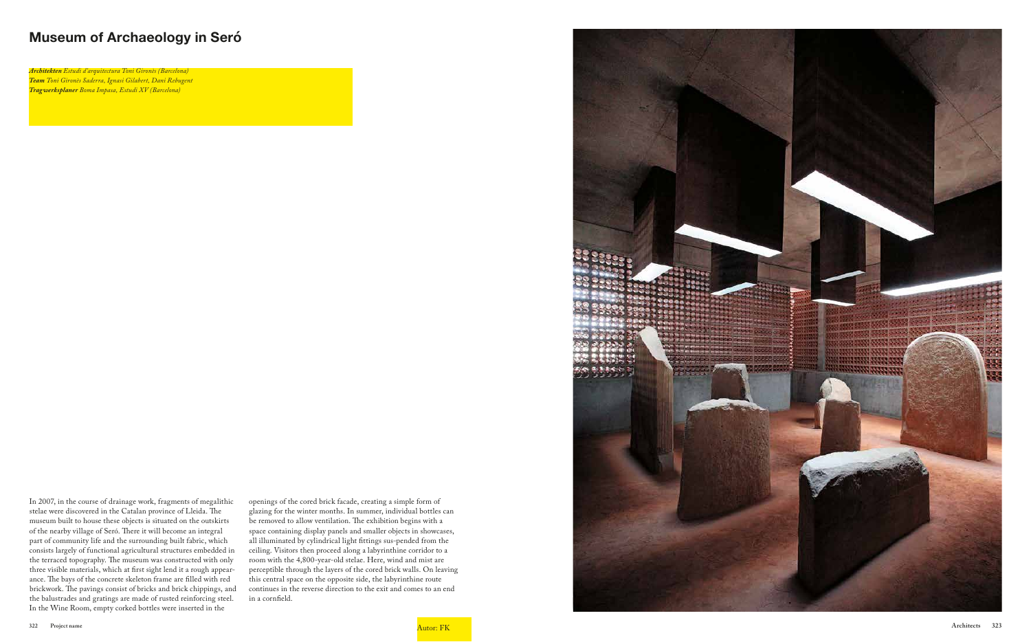# Museum of Archaeology in Seró

***Architekten*** *Estudi d'arquitectura Toni Gironès (Barcelona)*
***Team*** *Toni Gironès Saderra, Ignasi Gilabert, Dani Rebugent*
***Tragwerksplaner*** *Boma Impasa, Estudi XV (Barcelona)*

In 2007, in the course of drainage work, fragments of megalithic stelae were discovered in the Catalan province of Lleida. The museum built to house these objects is situated on the outskirts of the nearby village of Seró. There it will become an integral part of community life and the surrounding built fabric, which consists largely of functional agricultural structures embedded in the terraced topography. The museum was constructed with only three visible materials, which at first sight lend it a rough appearance. The bays of the concrete skeleton frame are filled with red brickwork. The pavings consist of bricks and brick chippings, and the balustrades and gratings are made of rusted reinforcing steel. In the Wine Room, empty corked bottles were inserted in the openings of the cored brick facade, creating a simple form of glazing for the winter months. In summer, individual bottles can be removed to allow ventilation. The exhibition begins with a space containing display panels and smaller objects in showcases, all illuminated by cylindrical light fittings sus-pended from the ceiling. Visitors then proceed along a labyrinthine corridor to a room with the 4,800-year-old stelae. Here, wind and mist are perceptible through the layers of the cored brick walls. On leaving this central space on the opposite side, the labyrinthine route continues in the reverse direction to the exit and comes to an end in a cornfield.

Autor: FK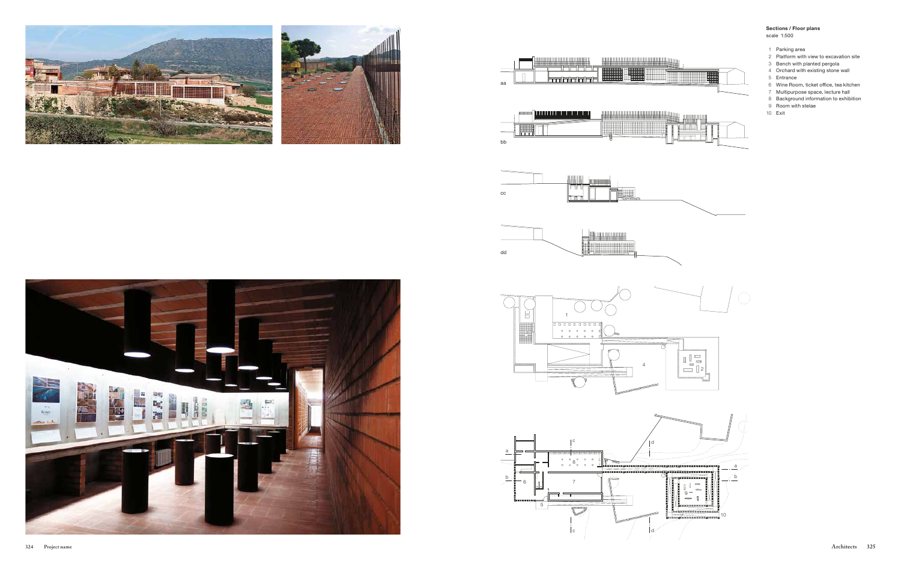**Sections / Floor plans**
scale 1:500

1. Parking area
2. Platform with view to excavation site
3. Bench with planted pergola
4. Orchard with existing stone wall
5. Entrance
6. Wine Room, ticket office, tea kitchen
7. Multipurpose space, lecture hall
8. Background information to exhibition
9. Room with stelae
10. Exit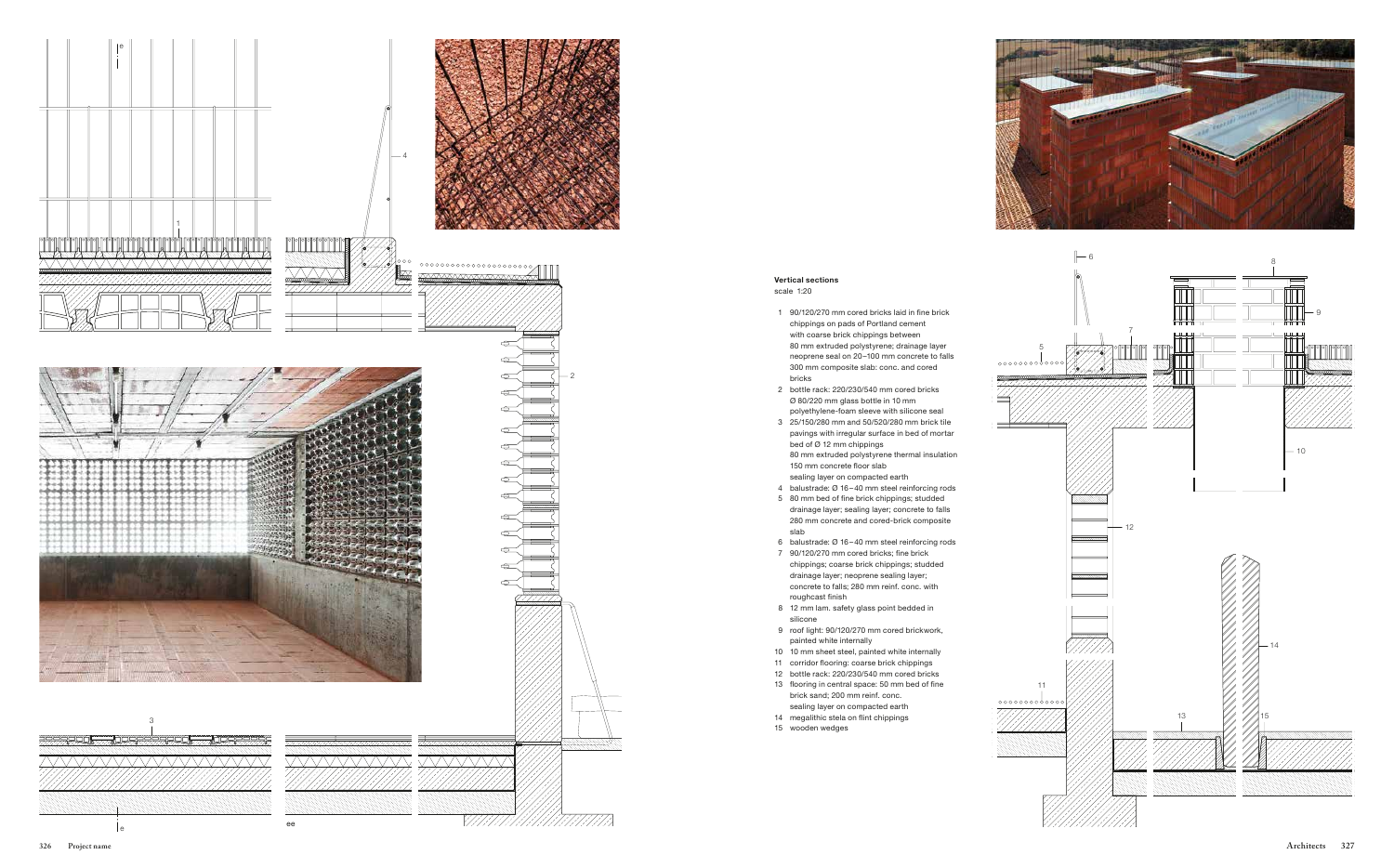**Vertical sections**
scale 1:20

1. 90/120/270 mm cored bricks laid in fine brick chippings on pads of Portland cement with coarse brick chippings between 80 mm extruded polystyrene; drainage layer neoprene seal on 20–100 mm concrete to falls 300 mm composite slab: conc. and cored bricks
2. bottle rack: 220/230/540 mm cored bricks Ø 80/220 mm glass bottle in 10 mm polyethylene-foam sleeve with silicone seal
3. 25/150/280 mm and 50/520/280 mm brick tile pavings with irregular surface in bed of mortar bed of Ø 12 mm chippings 80 mm extruded polystyrene thermal insulation 150 mm concrete floor slab sealing layer on compacted earth
4. balustrade: Ø 16–40 mm steel reinforcing rods
5. 80 mm bed of fine brick chippings; studded drainage layer; sealing layer; concrete to falls 280 mm concrete and cored-brick composite slab
6. balustrade: Ø 16–40 mm steel reinforcing rods
7. 90/120/270 mm cored bricks; fine brick chippings; coarse brick chippings; studded drainage layer; neoprene sealing layer; concrete to falls; 280 mm reinf. conc. with roughcast finish
8. 12 mm lam. safety glass point bedded in silicone
9. roof light: 90/120/270 mm cored brickwork, painted white internally
10. 10 mm sheet steel, painted white internally
11. corridor flooring: coarse brick chippings
12. bottle rack: 220/230/540 mm cored bricks
13. flooring in central space: 50 mm bed of fine brick sand; 200 mm reinf. conc. sealing layer on compacted earth
14. megalithic stela on flint chippings
15. wooden wedges